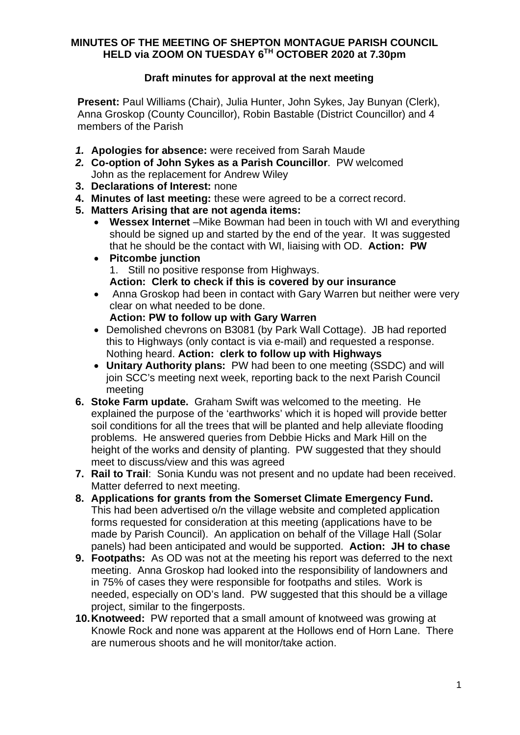# MINUTES OF THE MEETING OF SHEPTON MONTAGUE PARISH COUNCIL HELD via ZOOM ON TUESDAY 6TH OCTOBER 2020 at 7.30pm

## Draft minutes for approval at the next meeting

**Present:** Paul Williams (Chair), Julia Hunter, John Sykes, Jay Bunyan (Clerk), Anna Groskop (County Councillor), Robin Bastable (District Councillor) and 4 members of the Parish

1. **Apologies for absence:** were received from Sarah Maude
2. **Co-option of John Sykes as a Parish Councillor**. PW welcomed John as the replacement for Andrew Wiley
3. **Declarations of Interest:** none
4. **Minutes of last meeting:** these were agreed to be a correct record.
5. **Matters Arising that are not agenda items:**
   - **Wessex Internet** –Mike Bowman had been in touch with WI and everything should be signed up and started by the end of the year. It was suggested that he should be the contact with WI, liaising with OD. **Action: PW**
   - **Pitcombe junction**
     1. Still no positive response from Highways.

     **Action: Clerk to check if this is covered by our insurance**
   - Anna Groskop had been in contact with Gary Warren but neither were very clear on what needed to be done.

     **Action: PW to follow up with Gary Warren**
   - Demolished chevrons on B3081 (by Park Wall Cottage). JB had reported this to Highways (only contact is via e-mail) and requested a response. Nothing heard. **Action: clerk to follow up with Highways**
   - **Unitary Authority plans:** PW had been to one meeting (SSDC) and will join SCC's meeting next week, reporting back to the next Parish Council meeting
6. **Stoke Farm update.** Graham Swift was welcomed to the meeting. He explained the purpose of the 'earthworks' which it is hoped will provide better soil conditions for all the trees that will be planted and help alleviate flooding problems. He answered queries from Debbie Hicks and Mark Hill on the height of the works and density of planting. PW suggested that they should meet to discuss/view and this was agreed
7. **Rail to Trail**: Sonia Kundu was not present and no update had been received. Matter deferred to next meeting.
8. **Applications for grants from the Somerset Climate Emergency Fund.** This had been advertised o/n the village website and completed application forms requested for consideration at this meeting (applications have to be made by Parish Council). An application on behalf of the Village Hall (Solar panels) had been anticipated and would be supported. **Action: JH to chase**
9. **Footpaths:** As OD was not at the meeting his report was deferred to the next meeting. Anna Groskop had looked into the responsibility of landowners and in 75% of cases they were responsible for footpaths and stiles. Work is needed, especially on OD's land. PW suggested that this should be a village project, similar to the fingerposts.
10. **Knotweed:** PW reported that a small amount of knotweed was growing at Knowle Rock and none was apparent at the Hollows end of Horn Lane. There are numerous shoots and he will monitor/take action.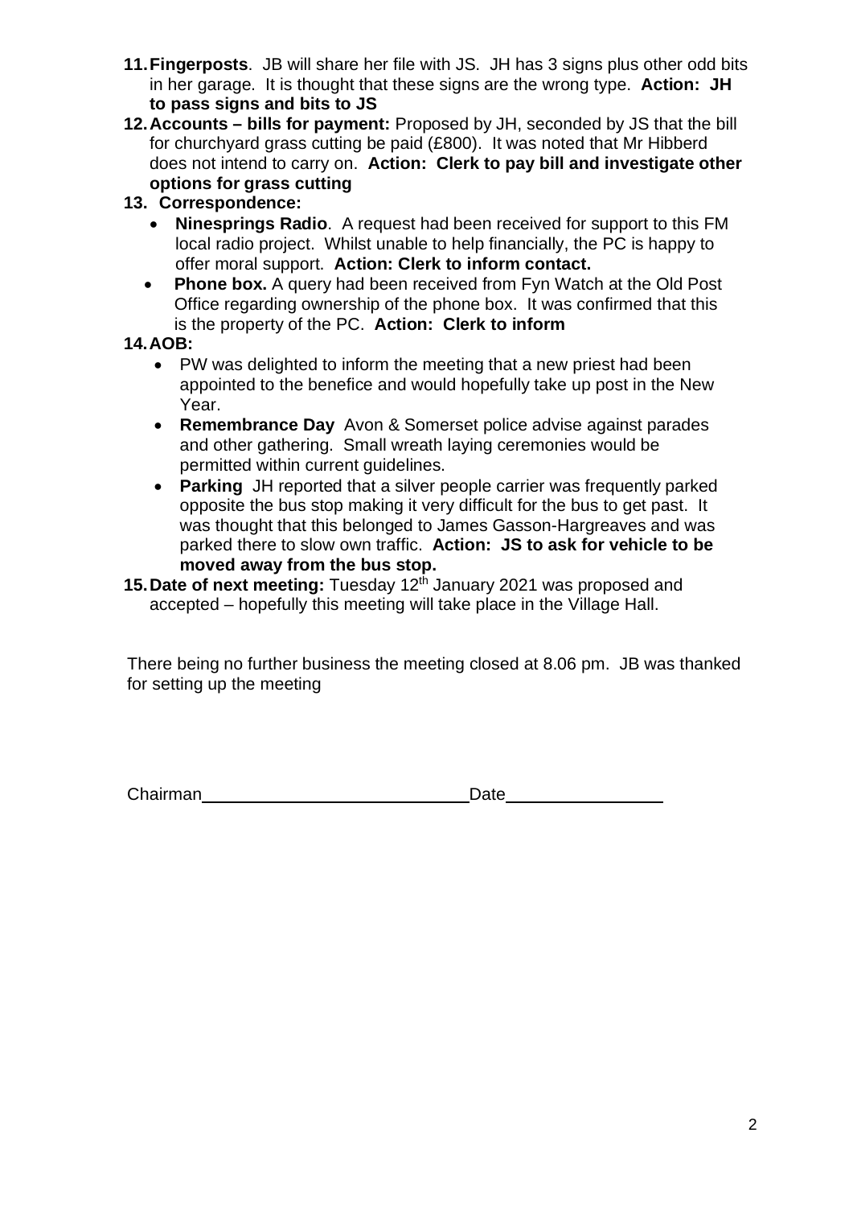11. **Fingerposts**. JB will share her file with JS. JH has 3 signs plus other odd bits in her garage. It is thought that these signs are the wrong type. **Action: JH to pass signs and bits to JS**
12. **Accounts – bills for payment:** Proposed by JH, seconded by JS that the bill for churchyard grass cutting be paid (£800). It was noted that Mr Hibberd does not intend to carry on. **Action: Clerk to pay bill and investigate other options for grass cutting**
13. **Correspondence:**
    - **Ninesprings Radio**. A request had been received for support to this FM local radio project. Whilst unable to help financially, the PC is happy to offer moral support. **Action: Clerk to inform contact.**
    - **Phone box.** A query had been received from Fyn Watch at the Old Post Office regarding ownership of the phone box. It was confirmed that this is the property of the PC. **Action: Clerk to inform**
14. **AOB:**
    - PW was delighted to inform the meeting that a new priest had been appointed to the benefice and would hopefully take up post in the New Year.
    - **Remembrance Day** Avon & Somerset police advise against parades and other gathering. Small wreath laying ceremonies would be permitted within current guidelines.
    - **Parking** JH reported that a silver people carrier was frequently parked opposite the bus stop making it very difficult for the bus to get past. It was thought that this belonged to James Gasson-Hargreaves and was parked there to slow own traffic. **Action: JS to ask for vehicle to be moved away from the bus stop.**
15. **Date of next meeting:** Tuesday 12th January 2021 was proposed and accepted – hopefully this meeting will take place in the Village Hall.

There being no further business the meeting closed at 8.06 pm. JB was thanked for setting up the meeting

Chairman\_\_\_\_\_\_\_\_\_\_\_\_\_\_\_\_\_\_\_\_\_\_\_\_\_\_\_\_ Date\_\_\_\_\_\_\_\_\_\_\_\_\_\_\_\_